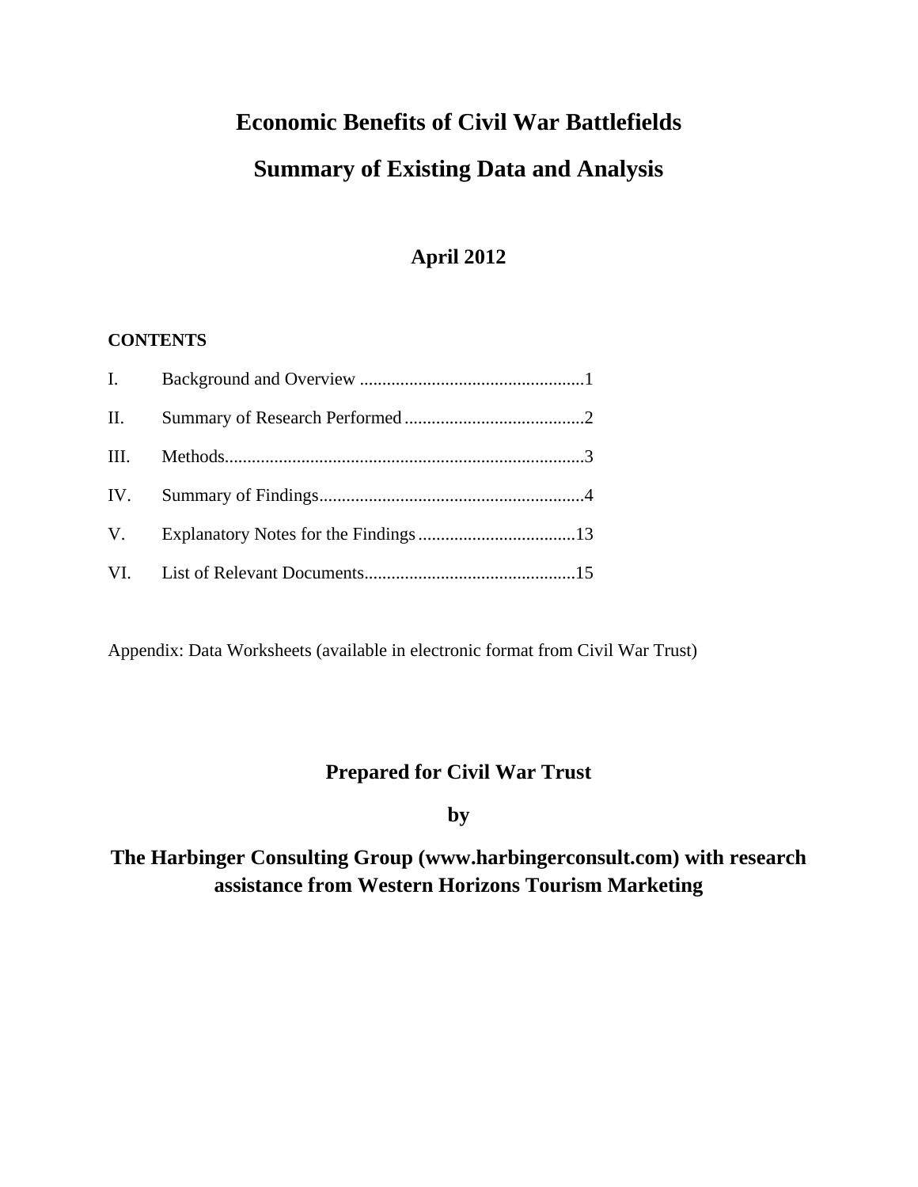# Economic Benefits of Civil War Battlefields

## Summary of Existing Data and Analysis

### April 2012

**CONTENTS**

I. Background and Overview ..................................................1

II. Summary of Research Performed ........................................2

III. Methods...............................................................................3

IV. Summary of Findings...........................................................4

V. Explanatory Notes for the Findings ...................................13

VI. List of Relevant Documents...............................................15

Appendix: Data Worksheets (available in electronic format from Civil War Trust)

**Prepared for Civil War Trust**

**by**

**The Harbinger Consulting Group (www.harbingerconsult.com) with research assistance from Western Horizons Tourism Marketing**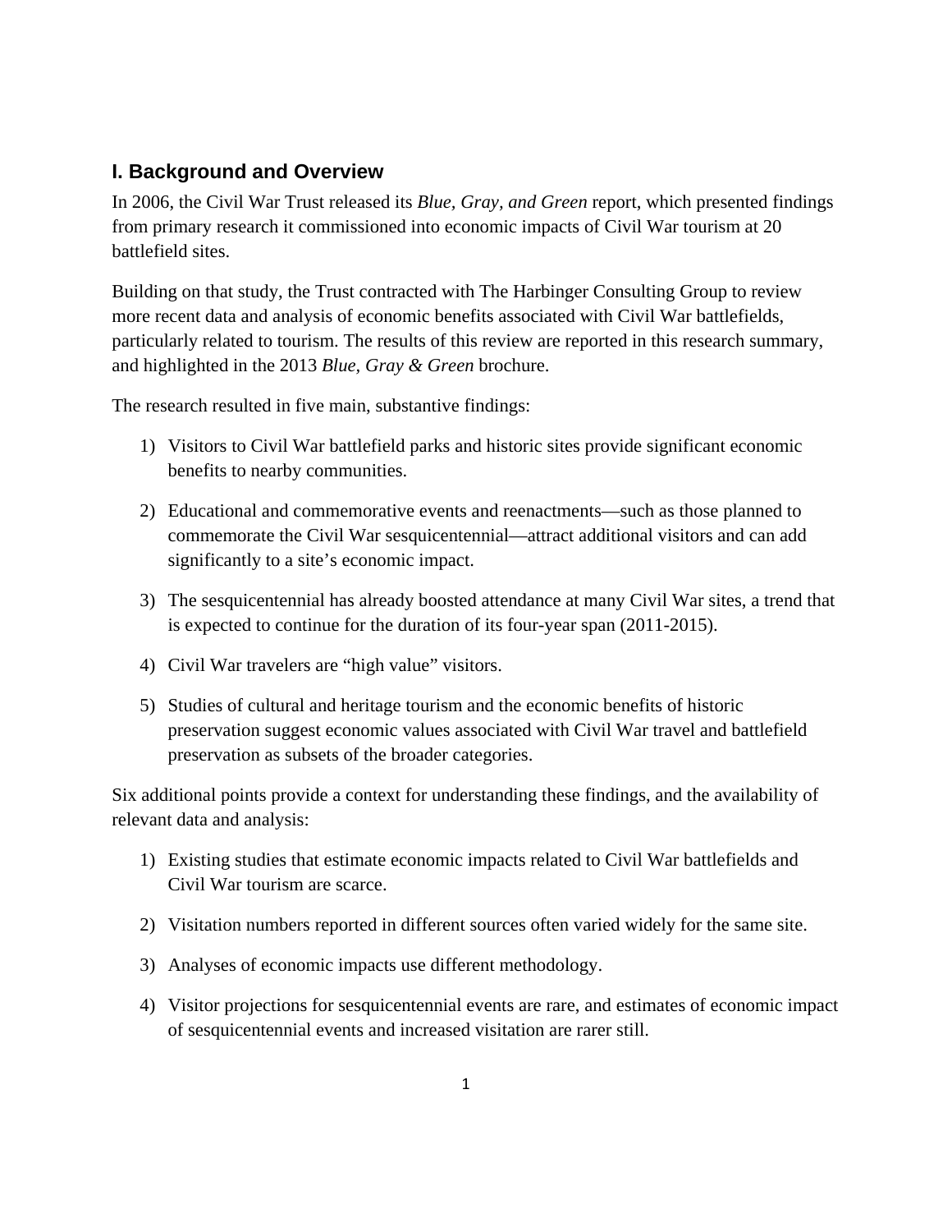## I. Background and Overview

In 2006, the Civil War Trust released its *Blue, Gray, and Green* report, which presented findings from primary research it commissioned into economic impacts of Civil War tourism at 20 battlefield sites.

Building on that study, the Trust contracted with The Harbinger Consulting Group to review more recent data and analysis of economic benefits associated with Civil War battlefields, particularly related to tourism. The results of this review are reported in this research summary, and highlighted in the 2013 *Blue, Gray & Green* brochure.

The research resulted in five main, substantive findings:

1) Visitors to Civil War battlefield parks and historic sites provide significant economic benefits to nearby communities.

2) Educational and commemorative events and reenactments—such as those planned to commemorate the Civil War sesquicentennial—attract additional visitors and can add significantly to a site's economic impact.

3) The sesquicentennial has already boosted attendance at many Civil War sites, a trend that is expected to continue for the duration of its four-year span (2011-2015).

4) Civil War travelers are "high value" visitors.

5) Studies of cultural and heritage tourism and the economic benefits of historic preservation suggest economic values associated with Civil War travel and battlefield preservation as subsets of the broader categories.

Six additional points provide a context for understanding these findings, and the availability of relevant data and analysis:

1) Existing studies that estimate economic impacts related to Civil War battlefields and Civil War tourism are scarce.

2) Visitation numbers reported in different sources often varied widely for the same site.

3) Analyses of economic impacts use different methodology.

4) Visitor projections for sesquicentennial events are rare, and estimates of economic impact of sesquicentennial events and increased visitation are rarer still.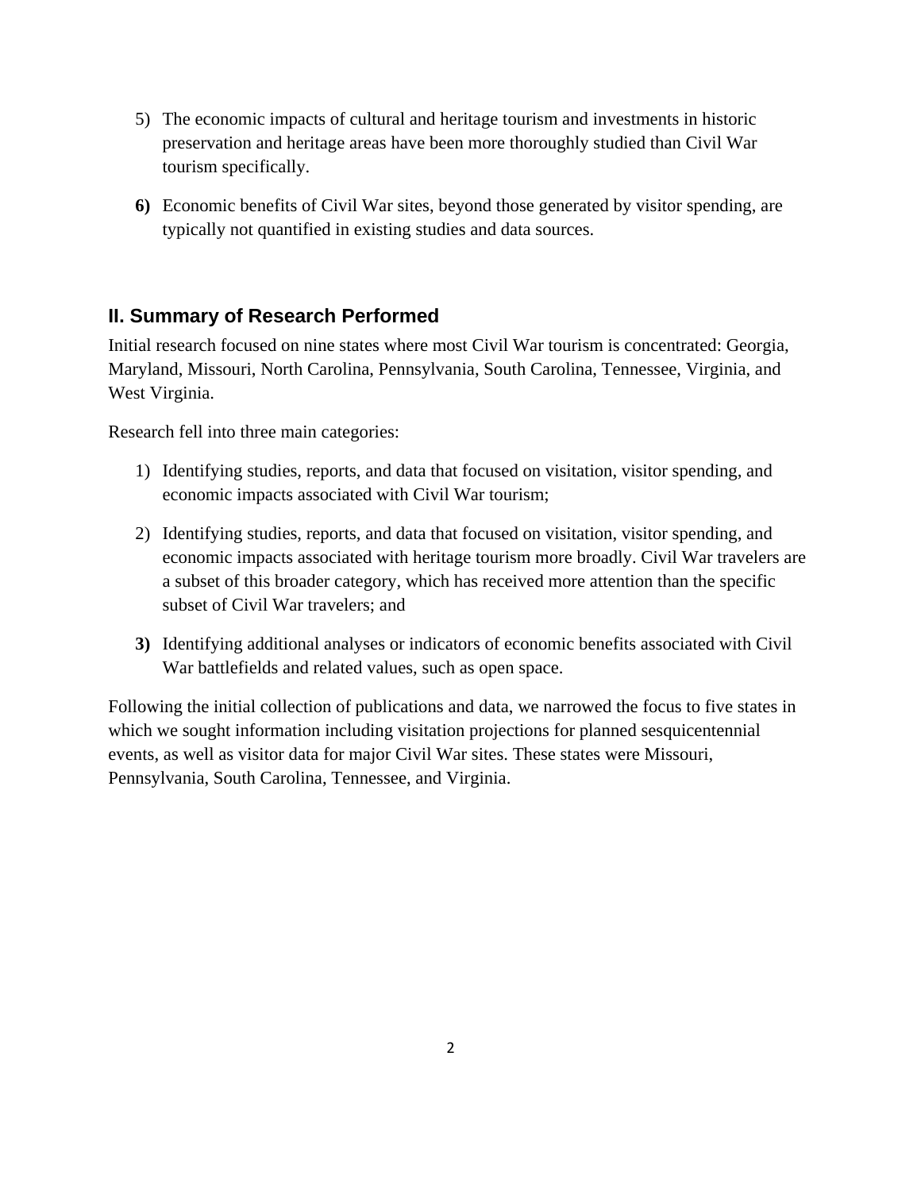5) The economic impacts of cultural and heritage tourism and investments in historic preservation and heritage areas have been more thoroughly studied than Civil War tourism specifically.

**6)** Economic benefits of Civil War sites, beyond those generated by visitor spending, are typically not quantified in existing studies and data sources.

## II. Summary of Research Performed

Initial research focused on nine states where most Civil War tourism is concentrated: Georgia, Maryland, Missouri, North Carolina, Pennsylvania, South Carolina, Tennessee, Virginia, and West Virginia.

Research fell into three main categories:

1) Identifying studies, reports, and data that focused on visitation, visitor spending, and economic impacts associated with Civil War tourism;

2) Identifying studies, reports, and data that focused on visitation, visitor spending, and economic impacts associated with heritage tourism more broadly. Civil War travelers are a subset of this broader category, which has received more attention than the specific subset of Civil War travelers; and

**3)** Identifying additional analyses or indicators of economic benefits associated with Civil War battlefields and related values, such as open space.

Following the initial collection of publications and data, we narrowed the focus to five states in which we sought information including visitation projections for planned sesquicentennial events, as well as visitor data for major Civil War sites. These states were Missouri, Pennsylvania, South Carolina, Tennessee, and Virginia.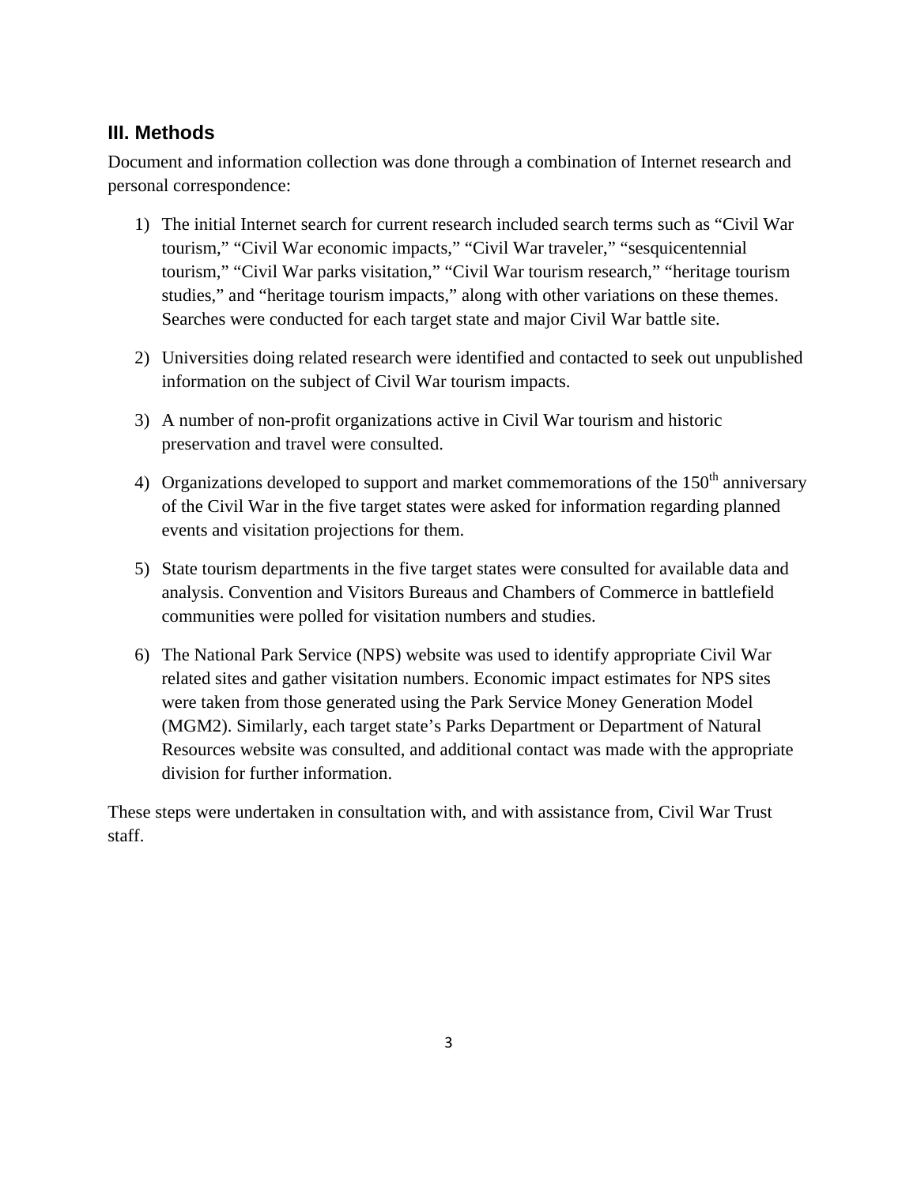## III. Methods

Document and information collection was done through a combination of Internet research and personal correspondence:

1) The initial Internet search for current research included search terms such as "Civil War tourism," "Civil War economic impacts," "Civil War traveler," "sesquicentennial tourism," "Civil War parks visitation," "Civil War tourism research," "heritage tourism studies," and "heritage tourism impacts," along with other variations on these themes. Searches were conducted for each target state and major Civil War battle site.

2) Universities doing related research were identified and contacted to seek out unpublished information on the subject of Civil War tourism impacts.

3) A number of non-profit organizations active in Civil War tourism and historic preservation and travel were consulted.

4) Organizations developed to support and market commemorations of the 150th anniversary of the Civil War in the five target states were asked for information regarding planned events and visitation projections for them.

5) State tourism departments in the five target states were consulted for available data and analysis. Convention and Visitors Bureaus and Chambers of Commerce in battlefield communities were polled for visitation numbers and studies.

6) The National Park Service (NPS) website was used to identify appropriate Civil War related sites and gather visitation numbers. Economic impact estimates for NPS sites were taken from those generated using the Park Service Money Generation Model (MGM2). Similarly, each target state's Parks Department or Department of Natural Resources website was consulted, and additional contact was made with the appropriate division for further information.

These steps were undertaken in consultation with, and with assistance from, Civil War Trust staff.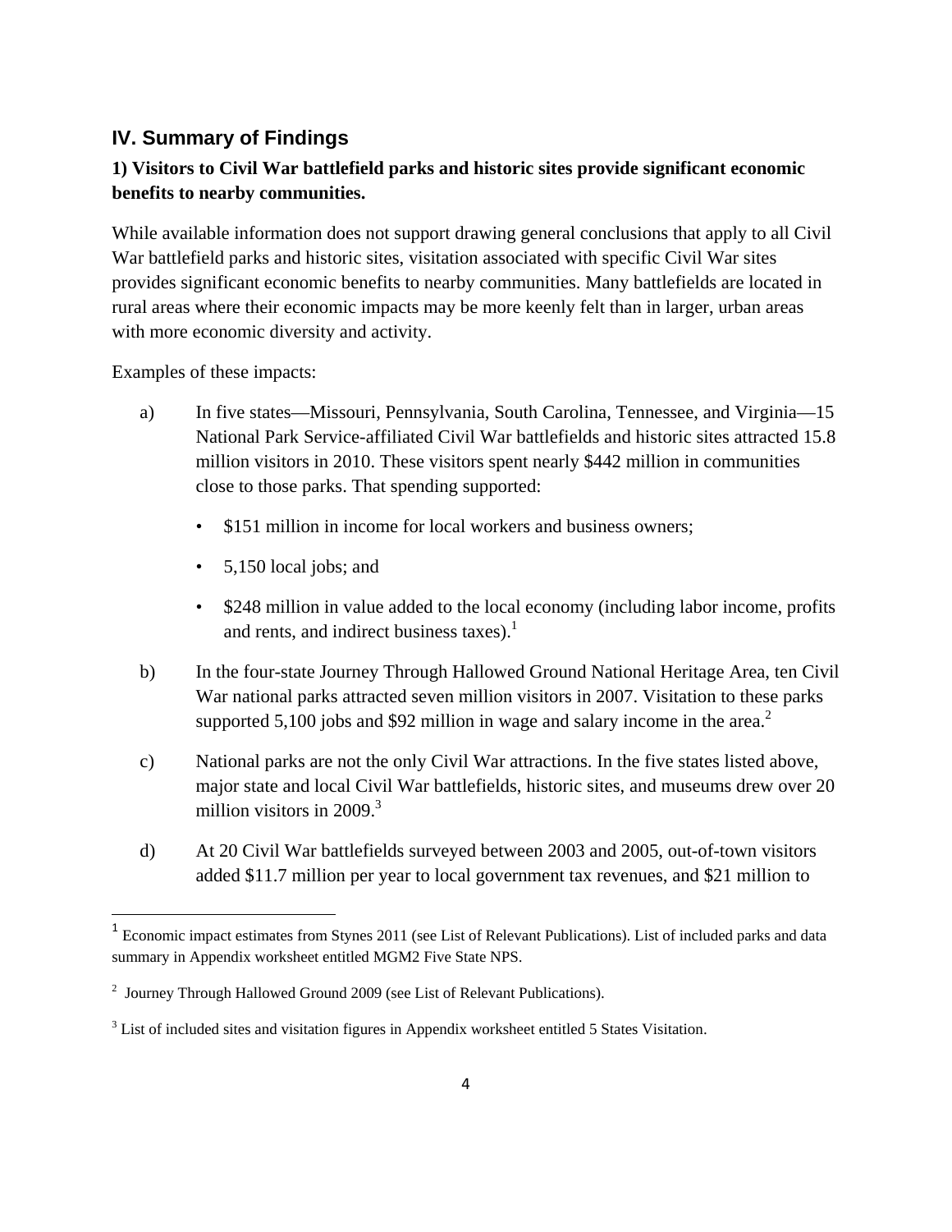## IV. Summary of Findings

### 1) Visitors to Civil War battlefield parks and historic sites provide significant economic benefits to nearby communities.

While available information does not support drawing general conclusions that apply to all Civil War battlefield parks and historic sites, visitation associated with specific Civil War sites provides significant economic benefits to nearby communities. Many battlefields are located in rural areas where their economic impacts may be more keenly felt than in larger, urban areas with more economic diversity and activity.

Examples of these impacts:

a) In five states—Missouri, Pennsylvania, South Carolina, Tennessee, and Virginia—15 National Park Service-affiliated Civil War battlefields and historic sites attracted 15.8 million visitors in 2010. These visitors spent nearly $442 million in communities close to those parks. That spending supported:

- $151 million in income for local workers and business owners;
- 5,150 local jobs; and
- $248 million in value added to the local economy (including labor income, profits and rents, and indirect business taxes).[1]

b) In the four-state Journey Through Hallowed Ground National Heritage Area, ten Civil War national parks attracted seven million visitors in 2007. Visitation to these parks supported 5,100 jobs and $92 million in wage and salary income in the area.[2]

c) National parks are not the only Civil War attractions. In the five states listed above, major state and local Civil War battlefields, historic sites, and museums drew over 20 million visitors in 2009.[3]

d) At 20 Civil War battlefields surveyed between 2003 and 2005, out-of-town visitors added $11.7 million per year to local government tax revenues, and $21 million to

---

[1] Economic impact estimates from Stynes 2011 (see List of Relevant Publications). List of included parks and data summary in Appendix worksheet entitled MGM2 Five State NPS.

[2] Journey Through Hallowed Ground 2009 (see List of Relevant Publications).

[3] List of included sites and visitation figures in Appendix worksheet entitled 5 States Visitation.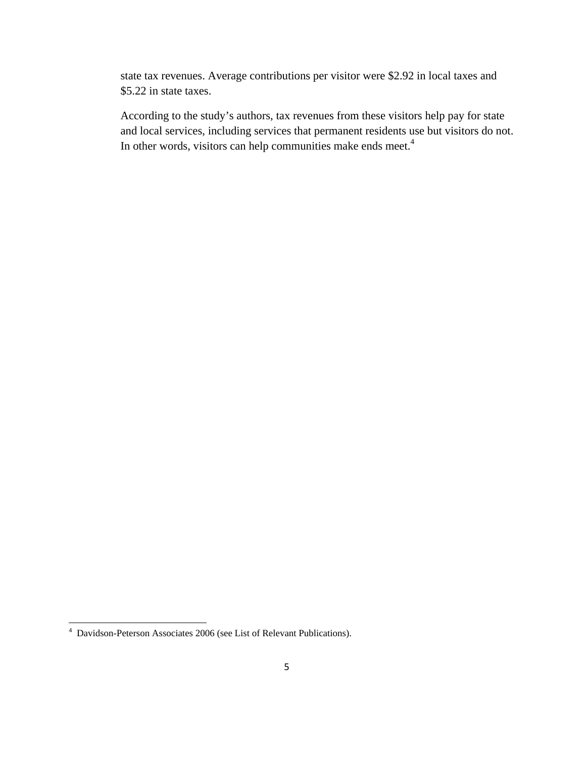state tax revenues. Average contributions per visitor were $2.92 in local taxes and $5.22 in state taxes.

According to the study's authors, tax revenues from these visitors help pay for state and local services, including services that permanent residents use but visitors do not. In other words, visitors can help communities make ends meet.[4]

---

[4] Davidson-Peterson Associates 2006 (see List of Relevant Publications).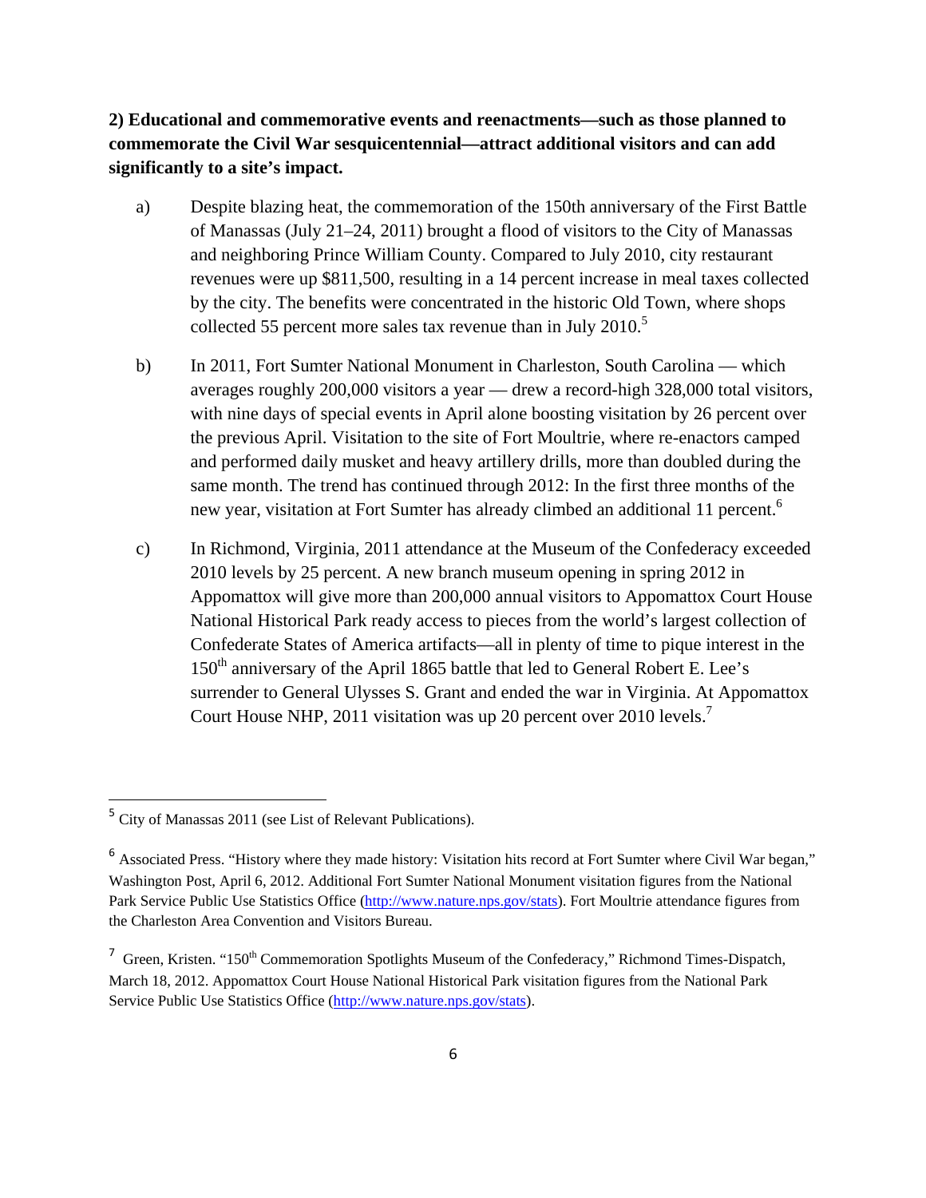**2) Educational and commemorative events and reenactments—such as those planned to commemorate the Civil War sesquicentennial—attract additional visitors and can add significantly to a site's impact.**

a) Despite blazing heat, the commemoration of the 150th anniversary of the First Battle of Manassas (July 21–24, 2011) brought a flood of visitors to the City of Manassas and neighboring Prince William County. Compared to July 2010, city restaurant revenues were up $811,500, resulting in a 14 percent increase in meal taxes collected by the city. The benefits were concentrated in the historic Old Town, where shops collected 55 percent more sales tax revenue than in July 2010.[5]

b) In 2011, Fort Sumter National Monument in Charleston, South Carolina — which averages roughly 200,000 visitors a year — drew a record-high 328,000 total visitors, with nine days of special events in April alone boosting visitation by 26 percent over the previous April. Visitation to the site of Fort Moultrie, where re-enactors camped and performed daily musket and heavy artillery drills, more than doubled during the same month. The trend has continued through 2012: In the first three months of the new year, visitation at Fort Sumter has already climbed an additional 11 percent.[6]

c) In Richmond, Virginia, 2011 attendance at the Museum of the Confederacy exceeded 2010 levels by 25 percent. A new branch museum opening in spring 2012 in Appomattox will give more than 200,000 annual visitors to Appomattox Court House National Historical Park ready access to pieces from the world's largest collection of Confederate States of America artifacts—all in plenty of time to pique interest in the 150th anniversary of the April 1865 battle that led to General Robert E. Lee's surrender to General Ulysses S. Grant and ended the war in Virginia. At Appomattox Court House NHP, 2011 visitation was up 20 percent over 2010 levels.[7]

---

[5] City of Manassas 2011 (see List of Relevant Publications).

[6] Associated Press. "History where they made history: Visitation hits record at Fort Sumter where Civil War began," Washington Post, April 6, 2012. Additional Fort Sumter National Monument visitation figures from the National Park Service Public Use Statistics Office (http://www.nature.nps.gov/stats). Fort Moultrie attendance figures from the Charleston Area Convention and Visitors Bureau.

[7] Green, Kristen. "150th Commemoration Spotlights Museum of the Confederacy," Richmond Times-Dispatch, March 18, 2012. Appomattox Court House National Historical Park visitation figures from the National Park Service Public Use Statistics Office (http://www.nature.nps.gov/stats).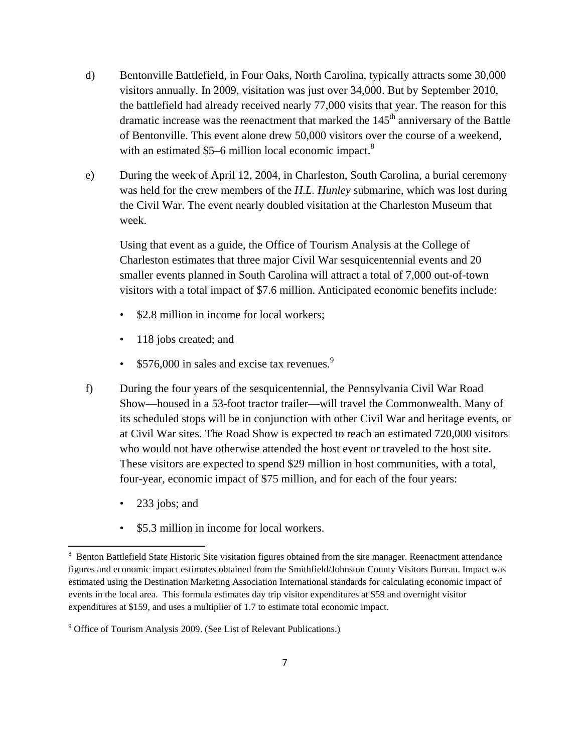d) Bentonville Battlefield, in Four Oaks, North Carolina, typically attracts some 30,000 visitors annually. In 2009, visitation was just over 34,000. But by September 2010, the battlefield had already received nearly 77,000 visits that year. The reason for this dramatic increase was the reenactment that marked the 145th anniversary of the Battle of Bentonville. This event alone drew 50,000 visitors over the course of a weekend, with an estimated $5–6 million local economic impact.[8]

e) During the week of April 12, 2004, in Charleston, South Carolina, a burial ceremony was held for the crew members of the *H.L. Hunley* submarine, which was lost during the Civil War. The event nearly doubled visitation at the Charleston Museum that week.

   Using that event as a guide, the Office of Tourism Analysis at the College of Charleston estimates that three major Civil War sesquicentennial events and 20 smaller events planned in South Carolina will attract a total of 7,000 out-of-town visitors with a total impact of $7.6 million. Anticipated economic benefits include:

   - $2.8 million in income for local workers;
   - 118 jobs created; and
   - $576,000 in sales and excise tax revenues.[9]

f) During the four years of the sesquicentennial, the Pennsylvania Civil War Road Show—housed in a 53-foot tractor trailer—will travel the Commonwealth. Many of its scheduled stops will be in conjunction with other Civil War and heritage events, or at Civil War sites. The Road Show is expected to reach an estimated 720,000 visitors who would not have otherwise attended the host event or traveled to the host site. These visitors are expected to spend $29 million in host communities, with a total, four-year, economic impact of $75 million, and for each of the four years:

   - 233 jobs; and
   - $5.3 million in income for local workers.

---

[8] Benton Battlefield State Historic Site visitation figures obtained from the site manager. Reenactment attendance figures and economic impact estimates obtained from the Smithfield/Johnston County Visitors Bureau. Impact was estimated using the Destination Marketing Association International standards for calculating economic impact of events in the local area. This formula estimates day trip visitor expenditures at $59 and overnight visitor expenditures at $159, and uses a multiplier of 1.7 to estimate total economic impact.

[9] Office of Tourism Analysis 2009. (See List of Relevant Publications.)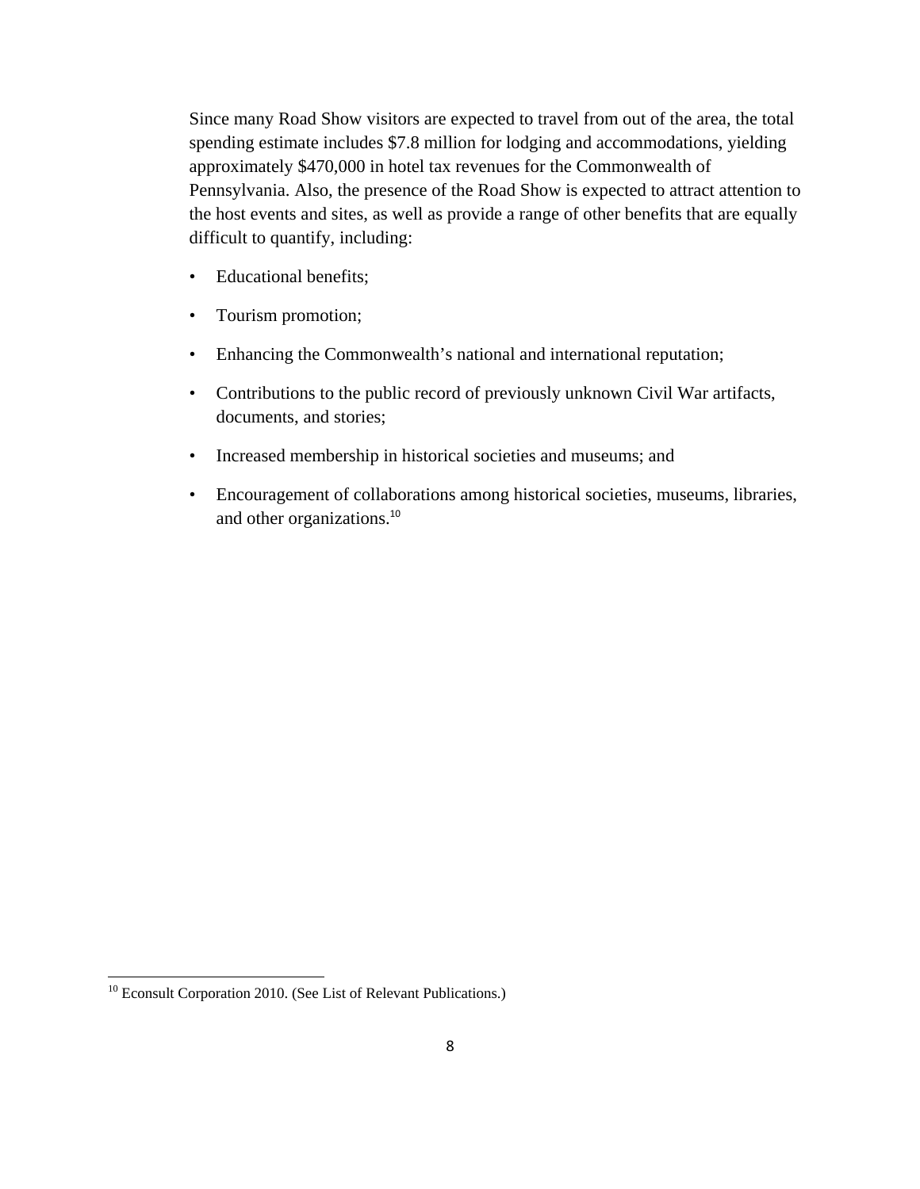Since many Road Show visitors are expected to travel from out of the area, the total spending estimate includes $7.8 million for lodging and accommodations, yielding approximately $470,000 in hotel tax revenues for the Commonwealth of Pennsylvania. Also, the presence of the Road Show is expected to attract attention to the host events and sites, as well as provide a range of other benefits that are equally difficult to quantify, including:

- Educational benefits;
- Tourism promotion;
- Enhancing the Commonwealth's national and international reputation;
- Contributions to the public record of previously unknown Civil War artifacts, documents, and stories;
- Increased membership in historical societies and museums; and
- Encouragement of collaborations among historical societies, museums, libraries, and other organizations.[10]

[10] Econsult Corporation 2010. (See List of Relevant Publications.)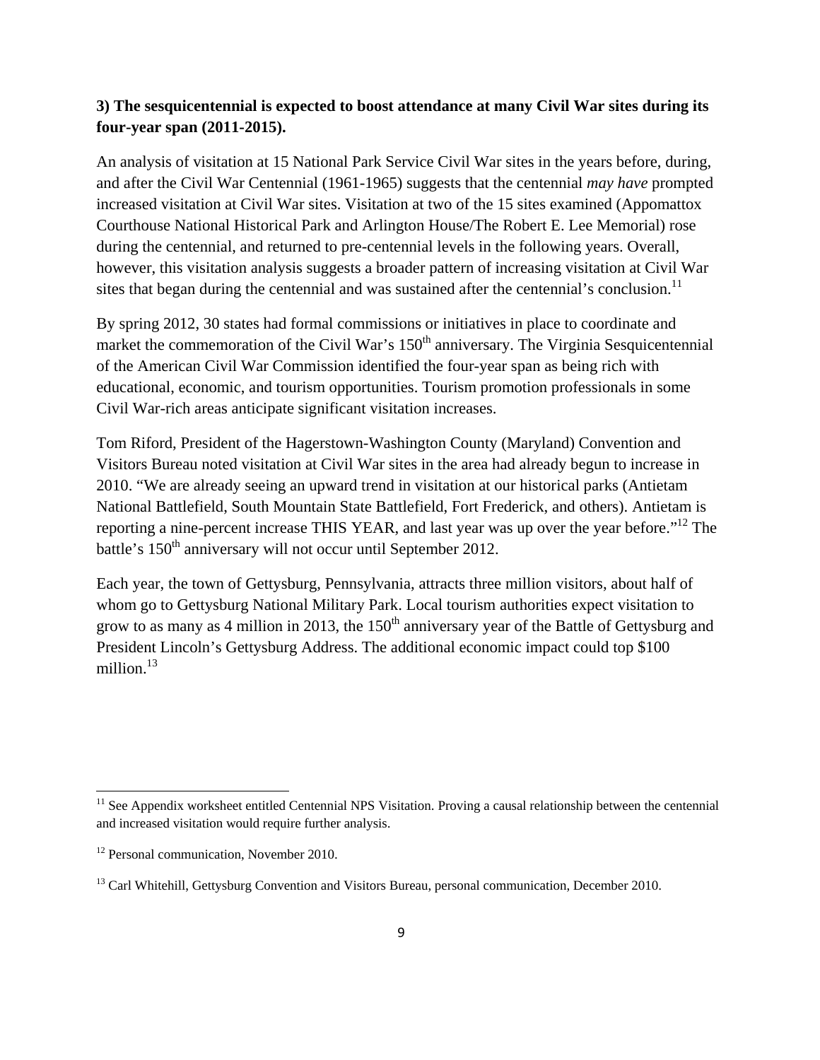**3) The sesquicentennial is expected to boost attendance at many Civil War sites during its four-year span (2011-2015).**

An analysis of visitation at 15 National Park Service Civil War sites in the years before, during, and after the Civil War Centennial (1961-1965) suggests that the centennial *may have* prompted increased visitation at Civil War sites. Visitation at two of the 15 sites examined (Appomattox Courthouse National Historical Park and Arlington House/The Robert E. Lee Memorial) rose during the centennial, and returned to pre-centennial levels in the following years. Overall, however, this visitation analysis suggests a broader pattern of increasing visitation at Civil War sites that began during the centennial and was sustained after the centennial's conclusion.[11]

By spring 2012, 30 states had formal commissions or initiatives in place to coordinate and market the commemoration of the Civil War's 150th anniversary. The Virginia Sesquicentennial of the American Civil War Commission identified the four-year span as being rich with educational, economic, and tourism opportunities. Tourism promotion professionals in some Civil War-rich areas anticipate significant visitation increases.

Tom Riford, President of the Hagerstown-Washington County (Maryland) Convention and Visitors Bureau noted visitation at Civil War sites in the area had already begun to increase in 2010. "We are already seeing an upward trend in visitation at our historical parks (Antietam National Battlefield, South Mountain State Battlefield, Fort Frederick, and others). Antietam is reporting a nine-percent increase THIS YEAR, and last year was up over the year before."[12] The battle's 150th anniversary will not occur until September 2012.

Each year, the town of Gettysburg, Pennsylvania, attracts three million visitors, about half of whom go to Gettysburg National Military Park. Local tourism authorities expect visitation to grow to as many as 4 million in 2013, the 150th anniversary year of the Battle of Gettysburg and President Lincoln's Gettysburg Address. The additional economic impact could top $100 million.[13]

---

[11] See Appendix worksheet entitled Centennial NPS Visitation. Proving a causal relationship between the centennial and increased visitation would require further analysis.

[12] Personal communication, November 2010.

[13] Carl Whitehill, Gettysburg Convention and Visitors Bureau, personal communication, December 2010.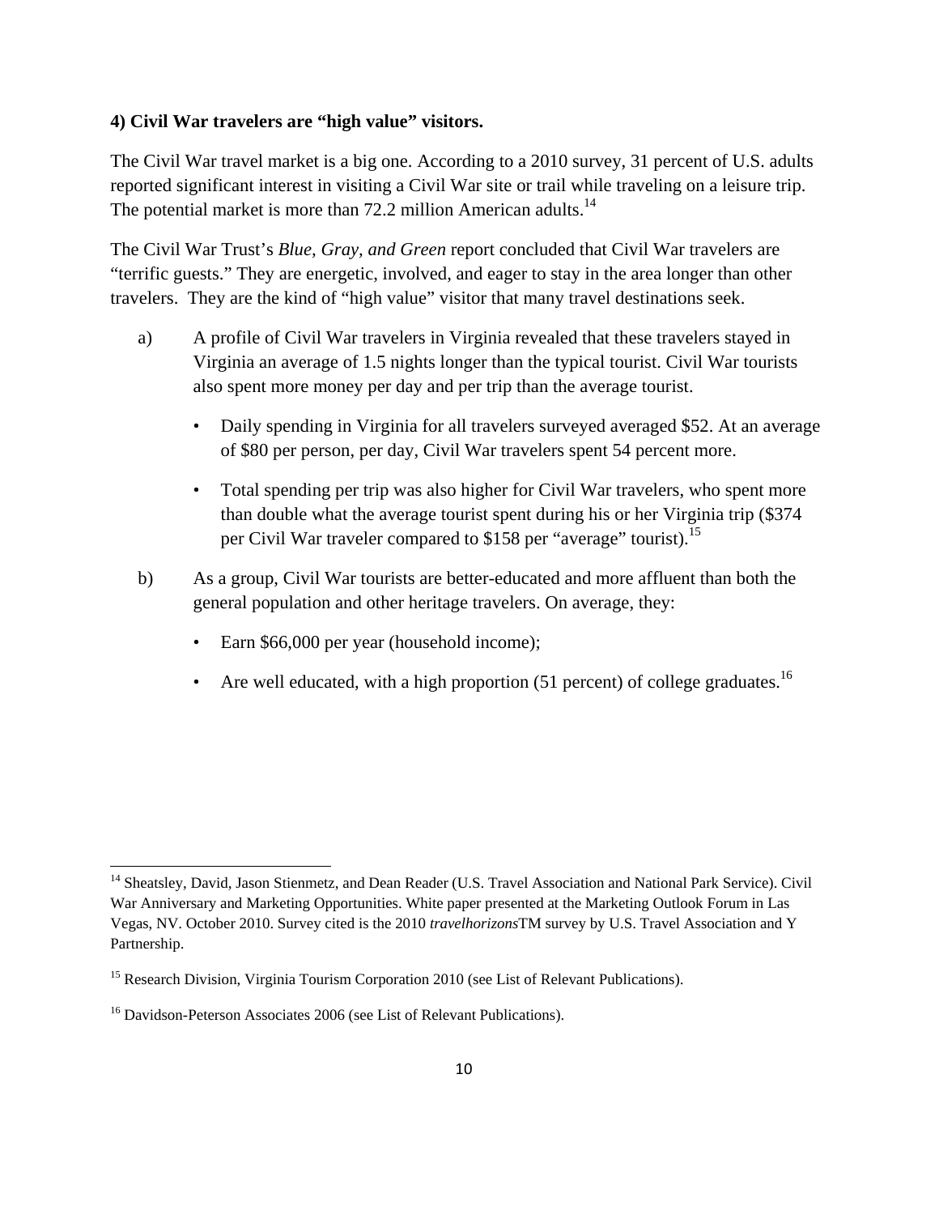**4) Civil War travelers are “high value” visitors.**

The Civil War travel market is a big one. According to a 2010 survey, 31 percent of U.S. adults reported significant interest in visiting a Civil War site or trail while traveling on a leisure trip. The potential market is more than 72.2 million American adults.[14]

The Civil War Trust’s *Blue, Gray, and Green* report concluded that Civil War travelers are “terrific guests.” They are energetic, involved, and eager to stay in the area longer than other travelers. They are the kind of “high value” visitor that many travel destinations seek.

a) A profile of Civil War travelers in Virginia revealed that these travelers stayed in Virginia an average of 1.5 nights longer than the typical tourist. Civil War tourists also spent more money per day and per trip than the average tourist.

- Daily spending in Virginia for all travelers surveyed averaged $52. At an average of $80 per person, per day, Civil War travelers spent 54 percent more.
- Total spending per trip was also higher for Civil War travelers, who spent more than double what the average tourist spent during his or her Virginia trip ($374 per Civil War traveler compared to $158 per “average” tourist).[15]

b) As a group, Civil War tourists are better-educated and more affluent than both the general population and other heritage travelers. On average, they:

- Earn $66,000 per year (household income);
- Are well educated, with a high proportion (51 percent) of college graduates.[16]

---

[14] Sheatsley, David, Jason Stienmetz, and Dean Reader (U.S. Travel Association and National Park Service). Civil War Anniversary and Marketing Opportunities. White paper presented at the Marketing Outlook Forum in Las Vegas, NV. October 2010. Survey cited is the 2010 *travelhorizons*TM survey by U.S. Travel Association and Y Partnership.

[15] Research Division, Virginia Tourism Corporation 2010 (see List of Relevant Publications).

[16] Davidson-Peterson Associates 2006 (see List of Relevant Publications).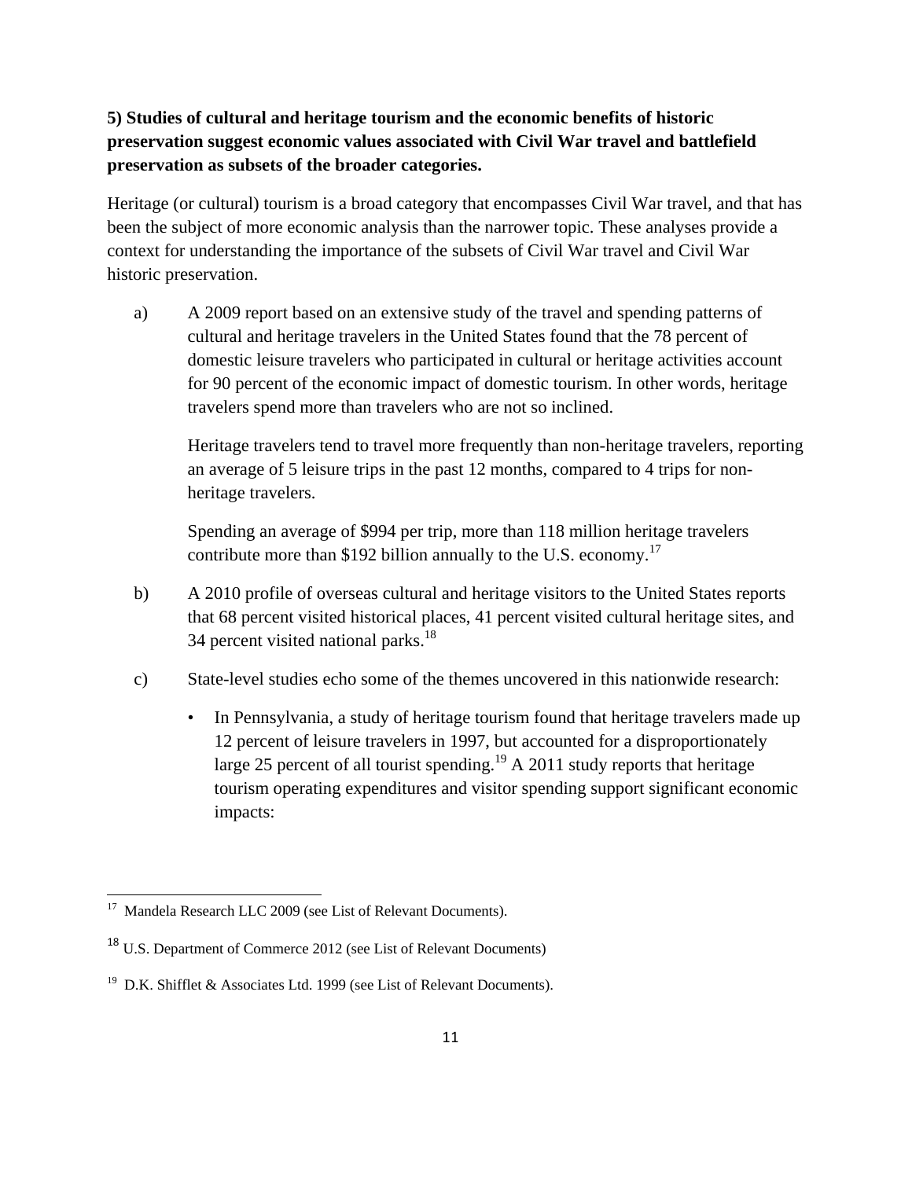**5) Studies of cultural and heritage tourism and the economic benefits of historic preservation suggest economic values associated with Civil War travel and battlefield preservation as subsets of the broader categories.**

Heritage (or cultural) tourism is a broad category that encompasses Civil War travel, and that has been the subject of more economic analysis than the narrower topic. These analyses provide a context for understanding the importance of the subsets of Civil War travel and Civil War historic preservation.

a) A 2009 report based on an extensive study of the travel and spending patterns of cultural and heritage travelers in the United States found that the 78 percent of domestic leisure travelers who participated in cultural or heritage activities account for 90 percent of the economic impact of domestic tourism. In other words, heritage travelers spend more than travelers who are not so inclined.

   Heritage travelers tend to travel more frequently than non-heritage travelers, reporting an average of 5 leisure trips in the past 12 months, compared to 4 trips for non-heritage travelers.

   Spending an average of $994 per trip, more than 118 million heritage travelers contribute more than $192 billion annually to the U.S. economy.[17]

b) A 2010 profile of overseas cultural and heritage visitors to the United States reports that 68 percent visited historical places, 41 percent visited cultural heritage sites, and 34 percent visited national parks.[18]

c) State-level studies echo some of the themes uncovered in this nationwide research:

   - In Pennsylvania, a study of heritage tourism found that heritage travelers made up 12 percent of leisure travelers in 1997, but accounted for a disproportionately large 25 percent of all tourist spending.[19] A 2011 study reports that heritage tourism operating expenditures and visitor spending support significant economic impacts:

---

[17] Mandela Research LLC 2009 (see List of Relevant Documents).

[18] U.S. Department of Commerce 2012 (see List of Relevant Documents)

[19] D.K. Shifflet & Associates Ltd. 1999 (see List of Relevant Documents).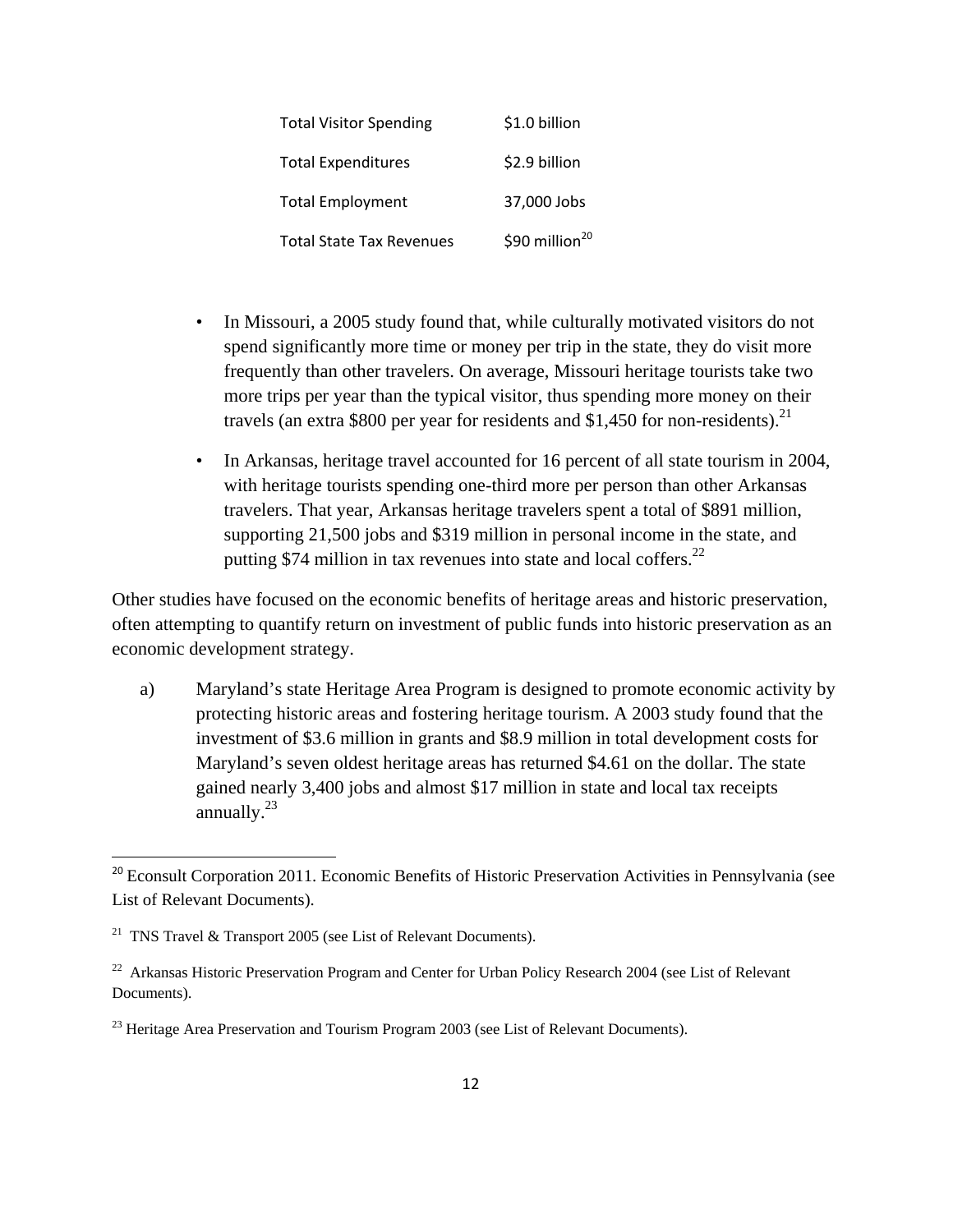| | |
|---|---|
| Total Visitor Spending | $1.0 billion |
| Total Expenditures | $2.9 billion |
| Total Employment | 37,000 Jobs |
| Total State Tax Revenues | $90 million[20] |

- In Missouri, a 2005 study found that, while culturally motivated visitors do not spend significantly more time or money per trip in the state, they do visit more frequently than other travelers. On average, Missouri heritage tourists take two more trips per year than the typical visitor, thus spending more money on their travels (an extra $800 per year for residents and $1,450 for non-residents).[21]
- In Arkansas, heritage travel accounted for 16 percent of all state tourism in 2004, with heritage tourists spending one-third more per person than other Arkansas travelers. That year, Arkansas heritage travelers spent a total of $891 million, supporting 21,500 jobs and $319 million in personal income in the state, and putting $74 million in tax revenues into state and local coffers.[22]

Other studies have focused on the economic benefits of heritage areas and historic preservation, often attempting to quantify return on investment of public funds into historic preservation as an economic development strategy.

a) Maryland's state Heritage Area Program is designed to promote economic activity by protecting historic areas and fostering heritage tourism. A 2003 study found that the investment of $3.6 million in grants and $8.9 million in total development costs for Maryland's seven oldest heritage areas has returned $4.61 on the dollar. The state gained nearly 3,400 jobs and almost $17 million in state and local tax receipts annually.[23]

---

[20] Econsult Corporation 2011. Economic Benefits of Historic Preservation Activities in Pennsylvania (see List of Relevant Documents).

[21] TNS Travel & Transport 2005 (see List of Relevant Documents).

[22] Arkansas Historic Preservation Program and Center for Urban Policy Research 2004 (see List of Relevant Documents).

[23] Heritage Area Preservation and Tourism Program 2003 (see List of Relevant Documents).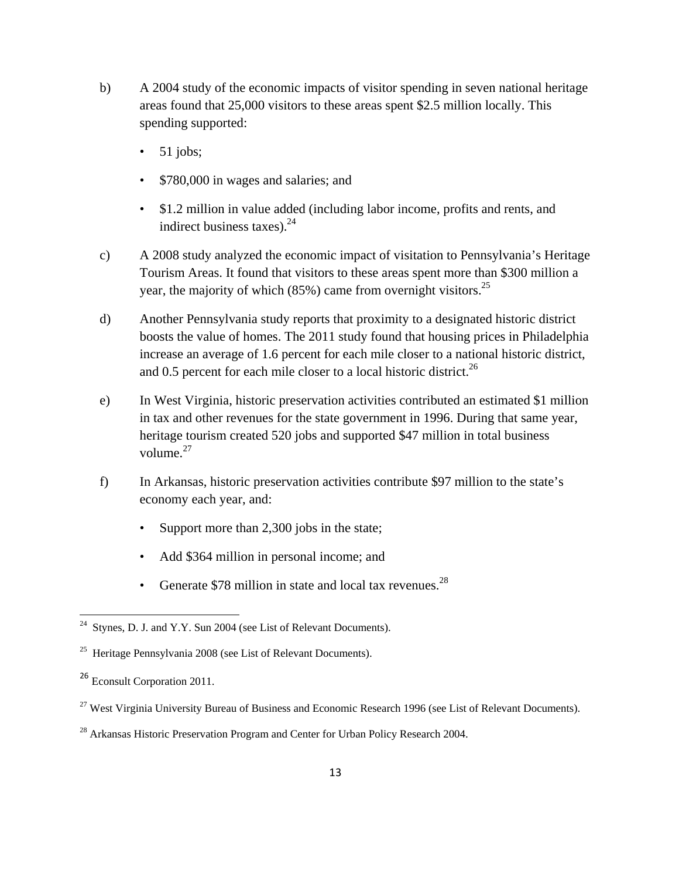b) A 2004 study of the economic impacts of visitor spending in seven national heritage areas found that 25,000 visitors to these areas spent $2.5 million locally. This spending supported:

- 51 jobs;
- $780,000 in wages and salaries; and
- $1.2 million in value added (including labor income, profits and rents, and indirect business taxes).[24]

c) A 2008 study analyzed the economic impact of visitation to Pennsylvania's Heritage Tourism Areas. It found that visitors to these areas spent more than $300 million a year, the majority of which (85%) came from overnight visitors.[25]

d) Another Pennsylvania study reports that proximity to a designated historic district boosts the value of homes. The 2011 study found that housing prices in Philadelphia increase an average of 1.6 percent for each mile closer to a national historic district, and 0.5 percent for each mile closer to a local historic district.[26]

e) In West Virginia, historic preservation activities contributed an estimated $1 million in tax and other revenues for the state government in 1996. During that same year, heritage tourism created 520 jobs and supported $47 million in total business volume.[27]

f) In Arkansas, historic preservation activities contribute $97 million to the state's economy each year, and:

- Support more than 2,300 jobs in the state;
- Add $364 million in personal income; and
- Generate $78 million in state and local tax revenues.[28]

---

[24] Stynes, D. J. and Y.Y. Sun 2004 (see List of Relevant Documents).

[25] Heritage Pennsylvania 2008 (see List of Relevant Documents).

[26] Econsult Corporation 2011.

[27] West Virginia University Bureau of Business and Economic Research 1996 (see List of Relevant Documents).

[28] Arkansas Historic Preservation Program and Center for Urban Policy Research 2004.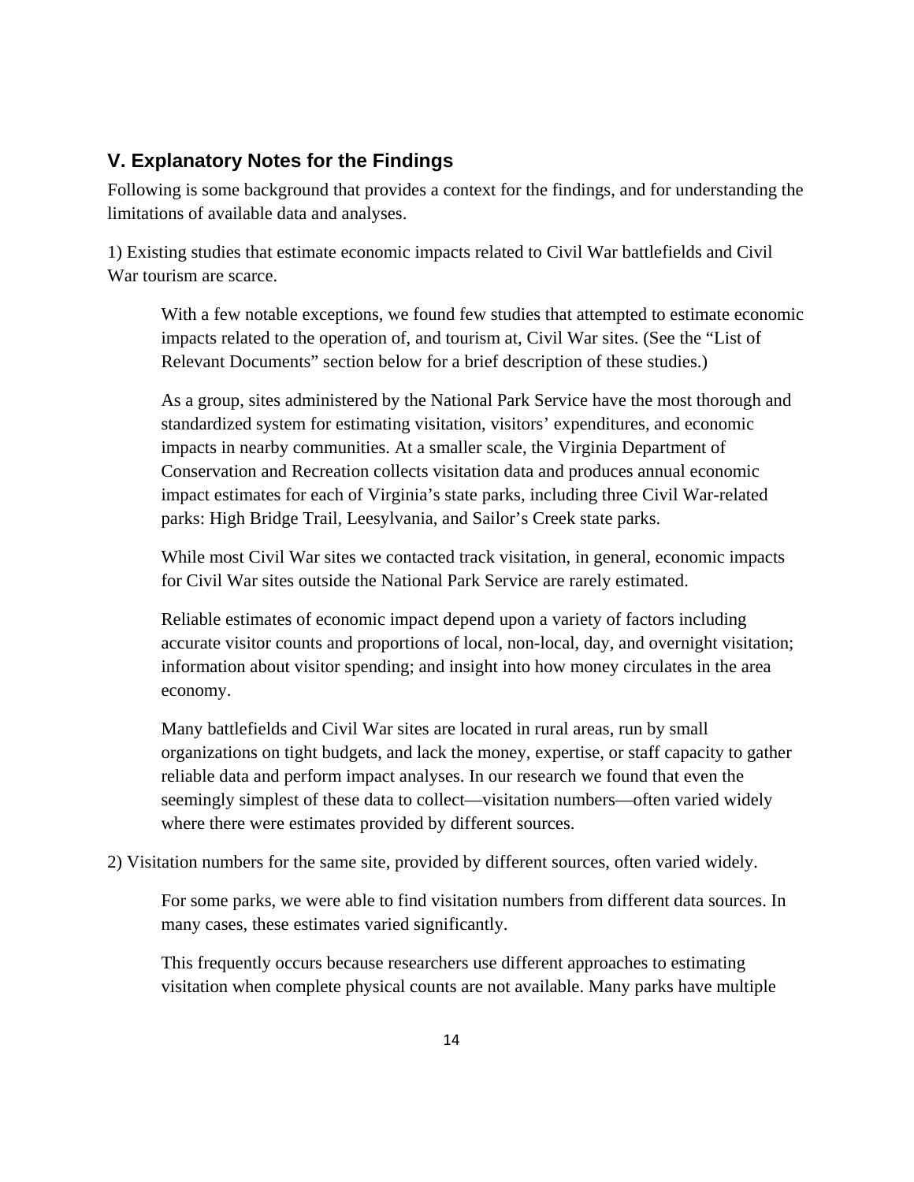## V. Explanatory Notes for the Findings

Following is some background that provides a context for the findings, and for understanding the limitations of available data and analyses.

1) Existing studies that estimate economic impacts related to Civil War battlefields and Civil War tourism are scarce.

> With a few notable exceptions, we found few studies that attempted to estimate economic impacts related to the operation of, and tourism at, Civil War sites. (See the "List of Relevant Documents" section below for a brief description of these studies.)
>
> As a group, sites administered by the National Park Service have the most thorough and standardized system for estimating visitation, visitors' expenditures, and economic impacts in nearby communities. At a smaller scale, the Virginia Department of Conservation and Recreation collects visitation data and produces annual economic impact estimates for each of Virginia's state parks, including three Civil War-related parks: High Bridge Trail, Leesylvania, and Sailor's Creek state parks.
>
> While most Civil War sites we contacted track visitation, in general, economic impacts for Civil War sites outside the National Park Service are rarely estimated.
>
> Reliable estimates of economic impact depend upon a variety of factors including accurate visitor counts and proportions of local, non-local, day, and overnight visitation; information about visitor spending; and insight into how money circulates in the area economy.
>
> Many battlefields and Civil War sites are located in rural areas, run by small organizations on tight budgets, and lack the money, expertise, or staff capacity to gather reliable data and perform impact analyses. In our research we found that even the seemingly simplest of these data to collect—visitation numbers—often varied widely where there were estimates provided by different sources.

2) Visitation numbers for the same site, provided by different sources, often varied widely.

> For some parks, we were able to find visitation numbers from different data sources. In many cases, these estimates varied significantly.
>
> This frequently occurs because researchers use different approaches to estimating visitation when complete physical counts are not available. Many parks have multiple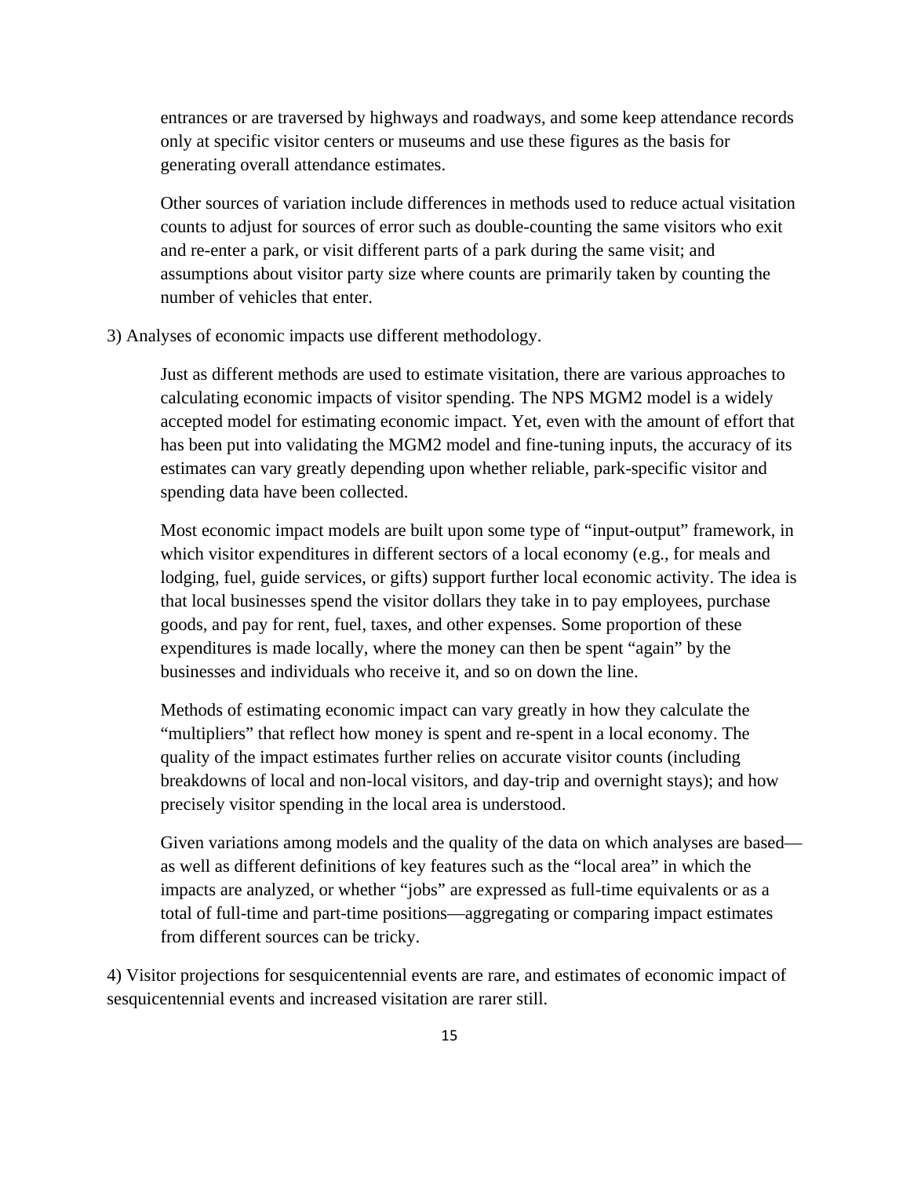entrances or are traversed by highways and roadways, and some keep attendance records only at specific visitor centers or museums and use these figures as the basis for generating overall attendance estimates.

Other sources of variation include differences in methods used to reduce actual visitation counts to adjust for sources of error such as double-counting the same visitors who exit and re-enter a park, or visit different parts of a park during the same visit; and assumptions about visitor party size where counts are primarily taken by counting the number of vehicles that enter.

3) Analyses of economic impacts use different methodology.

Just as different methods are used to estimate visitation, there are various approaches to calculating economic impacts of visitor spending. The NPS MGM2 model is a widely accepted model for estimating economic impact. Yet, even with the amount of effort that has been put into validating the MGM2 model and fine-tuning inputs, the accuracy of its estimates can vary greatly depending upon whether reliable, park-specific visitor and spending data have been collected.

Most economic impact models are built upon some type of "input-output" framework, in which visitor expenditures in different sectors of a local economy (e.g., for meals and lodging, fuel, guide services, or gifts) support further local economic activity. The idea is that local businesses spend the visitor dollars they take in to pay employees, purchase goods, and pay for rent, fuel, taxes, and other expenses. Some proportion of these expenditures is made locally, where the money can then be spent "again" by the businesses and individuals who receive it, and so on down the line.

Methods of estimating economic impact can vary greatly in how they calculate the "multipliers" that reflect how money is spent and re-spent in a local economy. The quality of the impact estimates further relies on accurate visitor counts (including breakdowns of local and non-local visitors, and day-trip and overnight stays); and how precisely visitor spending in the local area is understood.

Given variations among models and the quality of the data on which analyses are based—as well as different definitions of key features such as the "local area" in which the impacts are analyzed, or whether "jobs" are expressed as full-time equivalents or as a total of full-time and part-time positions—aggregating or comparing impact estimates from different sources can be tricky.

4) Visitor projections for sesquicentennial events are rare, and estimates of economic impact of sesquicentennial events and increased visitation are rarer still.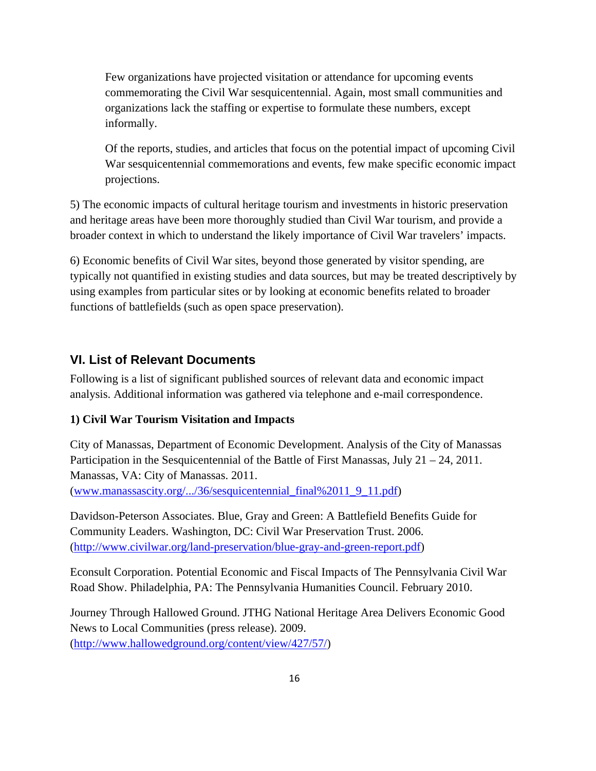Few organizations have projected visitation or attendance for upcoming events commemorating the Civil War sesquicentennial. Again, most small communities and organizations lack the staffing or expertise to formulate these numbers, except informally.

Of the reports, studies, and articles that focus on the potential impact of upcoming Civil War sesquicentennial commemorations and events, few make specific economic impact projections.

5) The economic impacts of cultural heritage tourism and investments in historic preservation and heritage areas have been more thoroughly studied than Civil War tourism, and provide a broader context in which to understand the likely importance of Civil War travelers' impacts.

6) Economic benefits of Civil War sites, beyond those generated by visitor spending, are typically not quantified in existing studies and data sources, but may be treated descriptively by using examples from particular sites or by looking at economic benefits related to broader functions of battlefields (such as open space preservation).

## VI. List of Relevant Documents

Following is a list of significant published sources of relevant data and economic impact analysis. Additional information was gathered via telephone and e-mail correspondence.

**1) Civil War Tourism Visitation and Impacts**

City of Manassas, Department of Economic Development. Analysis of the City of Manassas Participation in the Sesquicentennial of the Battle of First Manassas, July 21 – 24, 2011. Manassas, VA: City of Manassas. 2011. (www.manassascity.org/.../36/sesquicentennial_final%2011_9_11.pdf)

Davidson-Peterson Associates. Blue, Gray and Green: A Battlefield Benefits Guide for Community Leaders. Washington, DC: Civil War Preservation Trust. 2006. (http://www.civilwar.org/land-preservation/blue-gray-and-green-report.pdf)

Econsult Corporation. Potential Economic and Fiscal Impacts of The Pennsylvania Civil War Road Show. Philadelphia, PA: The Pennsylvania Humanities Council. February 2010.

Journey Through Hallowed Ground. JTHG National Heritage Area Delivers Economic Good News to Local Communities (press release). 2009. (http://www.hallowedground.org/content/view/427/57/)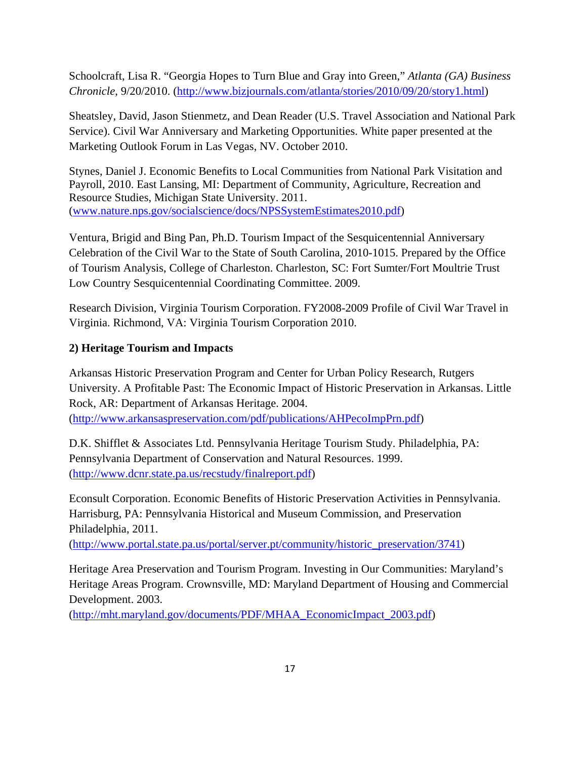Schoolcraft, Lisa R. "Georgia Hopes to Turn Blue and Gray into Green," *Atlanta (GA) Business Chronicle*, 9/20/2010. (http://www.bizjournals.com/atlanta/stories/2010/09/20/story1.html)

Sheatsley, David, Jason Stienmetz, and Dean Reader (U.S. Travel Association and National Park Service). Civil War Anniversary and Marketing Opportunities. White paper presented at the Marketing Outlook Forum in Las Vegas, NV. October 2010.

Stynes, Daniel J. Economic Benefits to Local Communities from National Park Visitation and Payroll, 2010. East Lansing, MI: Department of Community, Agriculture, Recreation and Resource Studies, Michigan State University. 2011. (www.nature.nps.gov/socialscience/docs/NPSSystemEstimates2010.pdf)

Ventura, Brigid and Bing Pan, Ph.D. Tourism Impact of the Sesquicentennial Anniversary Celebration of the Civil War to the State of South Carolina, 2010-1015. Prepared by the Office of Tourism Analysis, College of Charleston. Charleston, SC: Fort Sumter/Fort Moultrie Trust Low Country Sesquicentennial Coordinating Committee. 2009.

Research Division, Virginia Tourism Corporation. FY2008-2009 Profile of Civil War Travel in Virginia. Richmond, VA: Virginia Tourism Corporation 2010.

**2) Heritage Tourism and Impacts**

Arkansas Historic Preservation Program and Center for Urban Policy Research, Rutgers University. A Profitable Past: The Economic Impact of Historic Preservation in Arkansas. Little Rock, AR: Department of Arkansas Heritage. 2004. (http://www.arkansaspreservation.com/pdf/publications/AHPecoImpPrn.pdf)

D.K. Shifflet & Associates Ltd. Pennsylvania Heritage Tourism Study. Philadelphia, PA: Pennsylvania Department of Conservation and Natural Resources. 1999. (http://www.dcnr.state.pa.us/recstudy/finalreport.pdf)

Econsult Corporation. Economic Benefits of Historic Preservation Activities in Pennsylvania. Harrisburg, PA: Pennsylvania Historical and Museum Commission, and Preservation Philadelphia, 2011. (http://www.portal.state.pa.us/portal/server.pt/community/historic_preservation/3741)

Heritage Area Preservation and Tourism Program. Investing in Our Communities: Maryland's Heritage Areas Program. Crownsville, MD: Maryland Department of Housing and Commercial Development. 2003. (http://mht.maryland.gov/documents/PDF/MHAA_EconomicImpact_2003.pdf)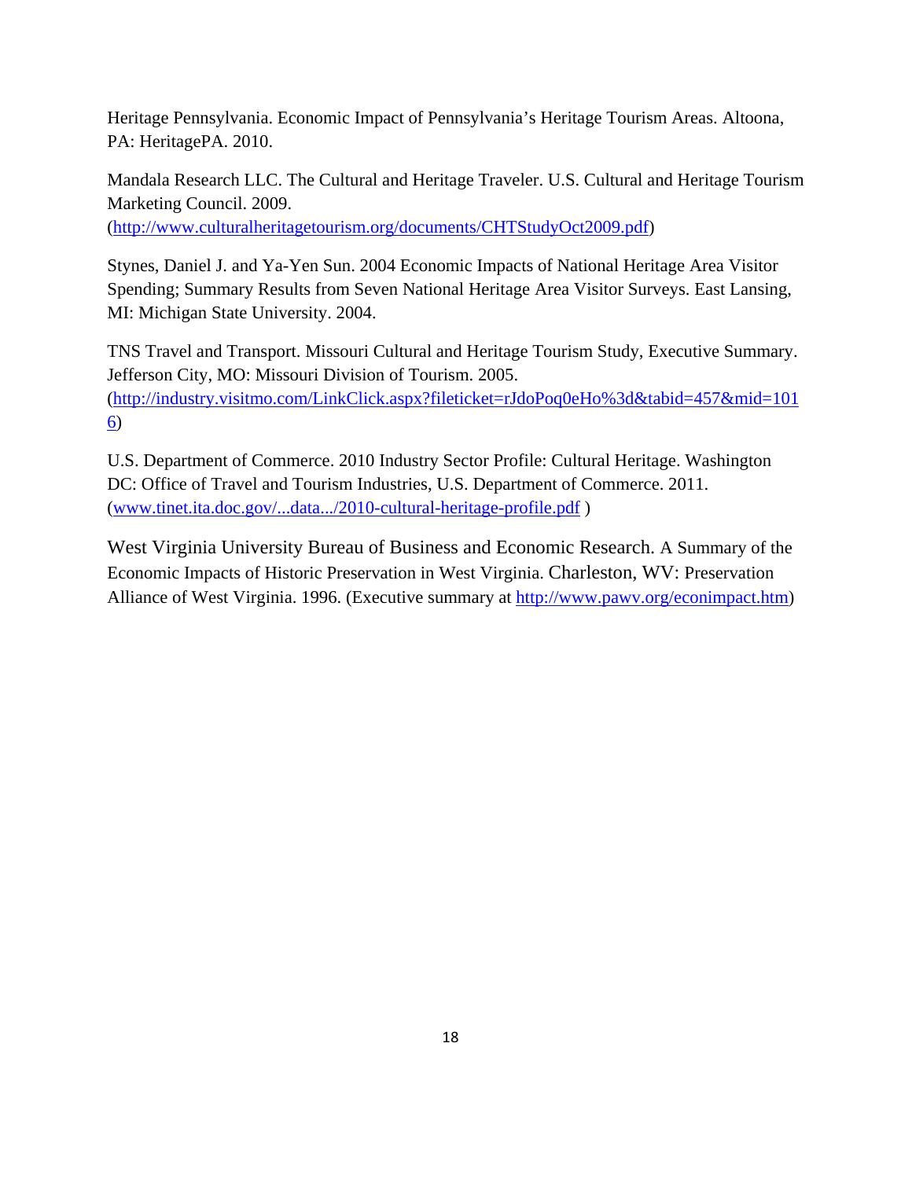Heritage Pennsylvania. Economic Impact of Pennsylvania's Heritage Tourism Areas. Altoona, PA: HeritagePA. 2010.

Mandala Research LLC. The Cultural and Heritage Traveler. U.S. Cultural and Heritage Tourism Marketing Council. 2009. (http://www.culturalheritagetourism.org/documents/CHTStudyOct2009.pdf)

Stynes, Daniel J. and Ya-Yen Sun. 2004 Economic Impacts of National Heritage Area Visitor Spending; Summary Results from Seven National Heritage Area Visitor Surveys. East Lansing, MI: Michigan State University. 2004.

TNS Travel and Transport. Missouri Cultural and Heritage Tourism Study, Executive Summary. Jefferson City, MO: Missouri Division of Tourism. 2005. (http://industry.visitmo.com/LinkClick.aspx?fileticket=rJdoPoq0eHo%3d&tabid=457&mid=1016)

U.S. Department of Commerce. 2010 Industry Sector Profile: Cultural Heritage. Washington DC: Office of Travel and Tourism Industries, U.S. Department of Commerce. 2011. (www.tinet.ita.doc.gov/...data.../2010-cultural-heritage-profile.pdf )

West Virginia University Bureau of Business and Economic Research. A Summary of the Economic Impacts of Historic Preservation in West Virginia. Charleston, WV: Preservation Alliance of West Virginia. 1996. (Executive summary at http://www.pawv.org/econimpact.htm)